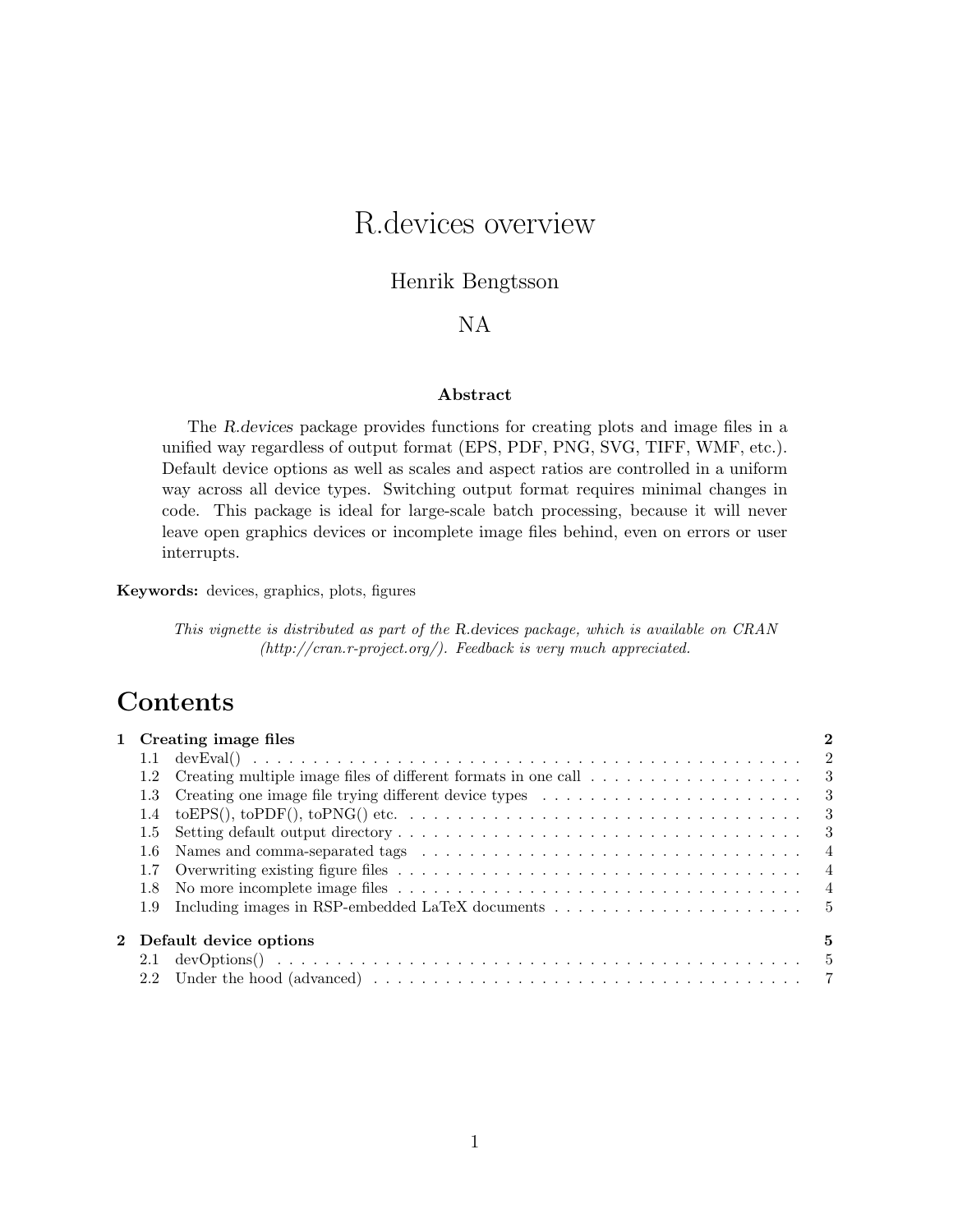# R.devices overview

Henrik Bengtsson

NA

**Abstract**

The *R.devices* package provides functions for creating plots and image files in a unified way regardless of output format (EPS, PDF, PNG, SVG, TIFF, WMF, etc.). Default device options as well as scales and aspect ratios are controlled in a uniform way across all device types. Switching output format requires minimal changes in code. This package is ideal for large-scale batch processing, because it will never leave open graphics devices or incomplete image files behind, even on errors or user interrupts.

**Keywords:** devices, graphics, plots, figures

*This vignette is distributed as part of the R.devices package, which is available on CRAN (http://cran.r-project.org/). Feedback is very much appreciated.*

# Contents

**1 Creating image files** — **2**
- 1.1 devEval() — 2
- 1.2 Creating multiple image files of different formats in one call — 3
- 1.3 Creating one image file trying different device types — 3
- 1.4 toEPS(), toPDF(), toPNG() etc. — 3
- 1.5 Setting default output directory — 3
- 1.6 Names and comma-separated tags — 4
- 1.7 Overwriting existing figure files — 4
- 1.8 No more incomplete image files — 4
- 1.9 Including images in RSP-embedded LaTeX documents — 5

**2 Default device options** — **5**
- 2.1 devOptions() — 5
- 2.2 Under the hood (advanced) — 7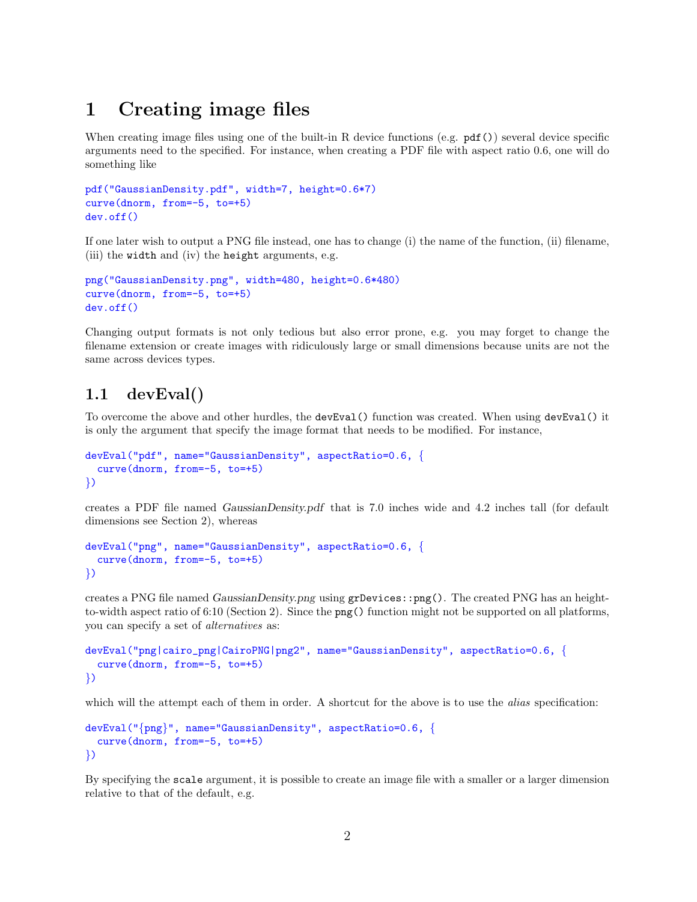# 1 Creating image files

When creating image files using one of the built-in R device functions (e.g. `pdf()`) several device specific arguments need to the specified. For instance, when creating a PDF file with aspect ratio 0.6, one will do something like

```
pdf("GaussianDensity.pdf", width=7, height=0.6*7)
curve(dnorm, from=-5, to=+5)
dev.off()
```

If one later wish to output a PNG file instead, one has to change (i) the name of the function, (ii) filename, (iii) the `width` and (iv) the `height` arguments, e.g.

```
png("GaussianDensity.png", width=480, height=0.6*480)
curve(dnorm, from=-5, to=+5)
dev.off()
```

Changing output formats is not only tedious but also error prone, e.g. you may forget to change the filename extension or create images with ridiculously large or small dimensions because units are not the same across devices types.

## 1.1 devEval()

To overcome the above and other hurdles, the `devEval()` function was created. When using `devEval()` it is only the argument that specify the image format that needs to be modified. For instance,

```
devEval("pdf", name="GaussianDensity", aspectRatio=0.6, {
  curve(dnorm, from=-5, to=+5)
})
```

creates a PDF file named *GaussianDensity.pdf* that is 7.0 inches wide and 4.2 inches tall (for default dimensions see Section 2), whereas

```
devEval("png", name="GaussianDensity", aspectRatio=0.6, {
  curve(dnorm, from=-5, to=+5)
})
```

creates a PNG file named *GaussianDensity.png* using `grDevices::png()`. The created PNG has an height-to-width aspect ratio of 6:10 (Section 2). Since the `png()` function might not be supported on all platforms, you can specify a set of *alternatives* as:

```
devEval("png|cairo_png|CairoPNG|png2", name="GaussianDensity", aspectRatio=0.6, {
  curve(dnorm, from=-5, to=+5)
})
```

which will the attempt each of them in order. A shortcut for the above is to use the *alias* specification:

```
devEval("{png}", name="GaussianDensity", aspectRatio=0.6, {
  curve(dnorm, from=-5, to=+5)
})
```

By specifying the `scale` argument, it is possible to create an image file with a smaller or a larger dimension relative to that of the default, e.g.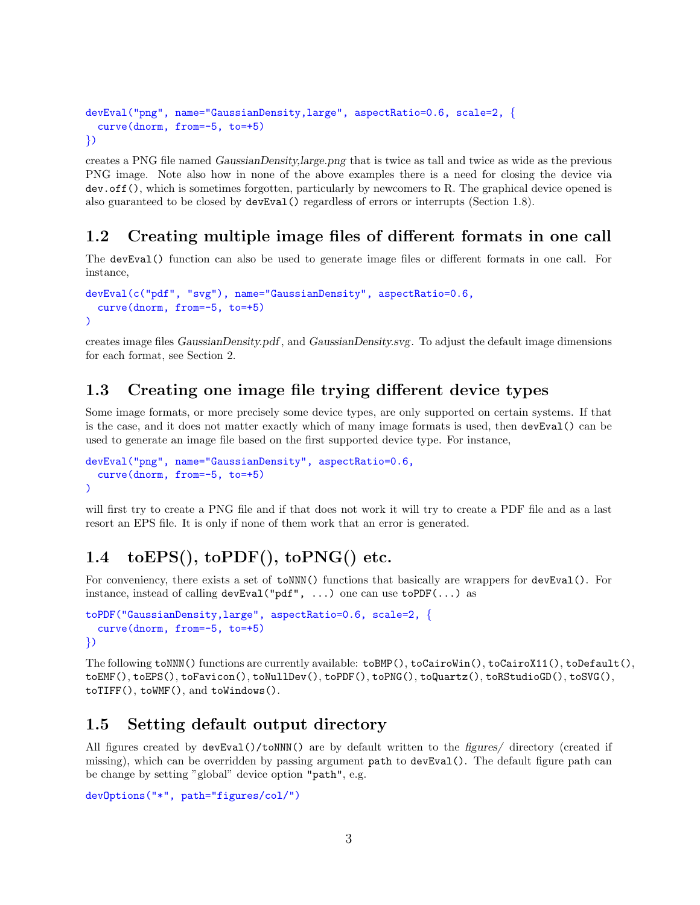```
devEval("png", name="GaussianDensity,large", aspectRatio=0.6, scale=2, {
  curve(dnorm, from=-5, to=+5)
})
```

creates a PNG file named *GaussianDensity,large.png* that is twice as tall and twice as wide as the previous PNG image. Note also how in none of the above examples there is a need for closing the device via `dev.off()`, which is sometimes forgotten, particularly by newcomers to R. The graphical device opened is also guaranteed to be closed by `devEval()` regardless of errors or interrupts (Section 1.8).

## 1.2 Creating multiple image files of different formats in one call

The `devEval()` function can also be used to generate image files or different formats in one call. For instance,

```
devEval(c("pdf", "svg"), name="GaussianDensity", aspectRatio=0.6,
  curve(dnorm, from=-5, to=+5)
)
```

creates image files *GaussianDensity.pdf*, and *GaussianDensity.svg*. To adjust the default image dimensions for each format, see Section 2.

## 1.3 Creating one image file trying different device types

Some image formats, or more precisely some device types, are only supported on certain systems. If that is the case, and it does not matter exactly which of many image formats is used, then `devEval()` can be used to generate an image file based on the first supported device type. For instance,

```
devEval("png", name="GaussianDensity", aspectRatio=0.6,
  curve(dnorm, from=-5, to=+5)
)
```

will first try to create a PNG file and if that does not work it will try to create a PDF file and as a last resort an EPS file. It is only if none of them work that an error is generated.

## 1.4 toEPS(), toPDF(), toPNG() etc.

For conveniency, there exists a set of `toNNN()` functions that basically are wrappers for `devEval()`. For instance, instead of calling `devEval("pdf", ...)` one can use `toPDF(...)` as

```
toPDF("GaussianDensity,large", aspectRatio=0.6, scale=2, {
  curve(dnorm, from=-5, to=+5)
})
```

The following `toNNN()` functions are currently available: `toBMP()`, `toCairoWin()`, `toCairoX11()`, `toDefault()`, `toEMF()`, `toEPS()`, `toFavicon()`, `toNullDev()`, `toPDF()`, `toPNG()`, `toQuartz()`, `toRStudioGD()`, `toSVG()`, `toTIFF()`, `toWMF()`, and `toWindows()`.

## 1.5 Setting default output directory

All figures created by `devEval()`/`toNNN()` are by default written to the *figures/* directory (created if missing), which can be overridden by passing argument `path` to `devEval()`. The default figure path can be change by setting "global" device option `"path"`, e.g.

```
devOptions("*", path="figures/col/")
```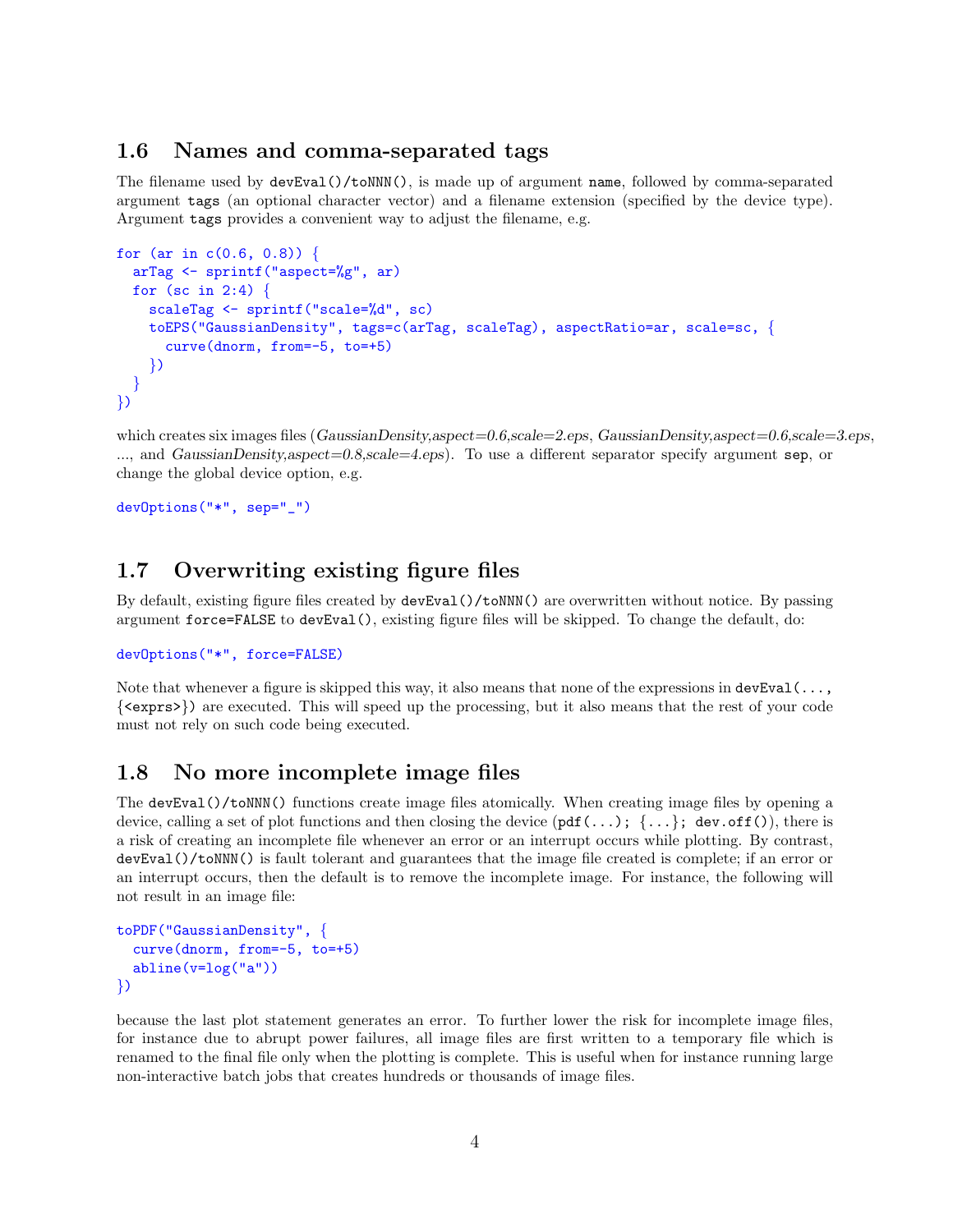## 1.6 Names and comma-separated tags

The filename used by `devEval()/toNNN()`, is made up of argument `name`, followed by comma-separated argument `tags` (an optional character vector) and a filename extension (specified by the device type). Argument `tags` provides a convenient way to adjust the filename, e.g.

```
for (ar in c(0.6, 0.8)) {
  arTag <- sprintf("aspect=%g", ar)
  for (sc in 2:4) {
    scaleTag <- sprintf("scale=%d", sc)
    toEPS("GaussianDensity", tags=c(arTag, scaleTag), aspectRatio=ar, scale=sc, {
      curve(dnorm, from=-5, to=+5)
    })
  }
})
```

which creates six images files (*GaussianDensity,aspect=0.6,scale=2.eps*, *GaussianDensity,aspect=0.6,scale=3.eps*, ..., and *GaussianDensity,aspect=0.8,scale=4.eps*). To use a different separator specify argument `sep`, or change the global device option, e.g.

```
devOptions("*", sep="_")
```

## 1.7 Overwriting existing figure files

By default, existing figure files created by `devEval()/toNNN()` are overwritten without notice. By passing argument `force=FALSE` to `devEval()`, existing figure files will be skipped. To change the default, do:

```
devOptions("*", force=FALSE)
```

Note that whenever a figure is skipped this way, it also means that none of the expressions in `devEval(..., {<exprs>})` are executed. This will speed up the processing, but it also means that the rest of your code must not rely on such code being executed.

## 1.8 No more incomplete image files

The `devEval()/toNNN()` functions create image files atomically. When creating image files by opening a device, calling a set of plot functions and then closing the device (`pdf(...); {...}; dev.off()`), there is a risk of creating an incomplete file whenever an error or an interrupt occurs while plotting. By contrast, `devEval()/toNNN()` is fault tolerant and guarantees that the image file created is complete; if an error or an interrupt occurs, then the default is to remove the incomplete image. For instance, the following will not result in an image file:

```
toPDF("GaussianDensity", {
  curve(dnorm, from=-5, to=+5)
  abline(v=log("a"))
})
```

because the last plot statement generates an error. To further lower the risk for incomplete image files, for instance due to abrupt power failures, all image files are first written to a temporary file which is renamed to the final file only when the plotting is complete. This is useful when for instance running large non-interactive batch jobs that creates hundreds or thousands of image files.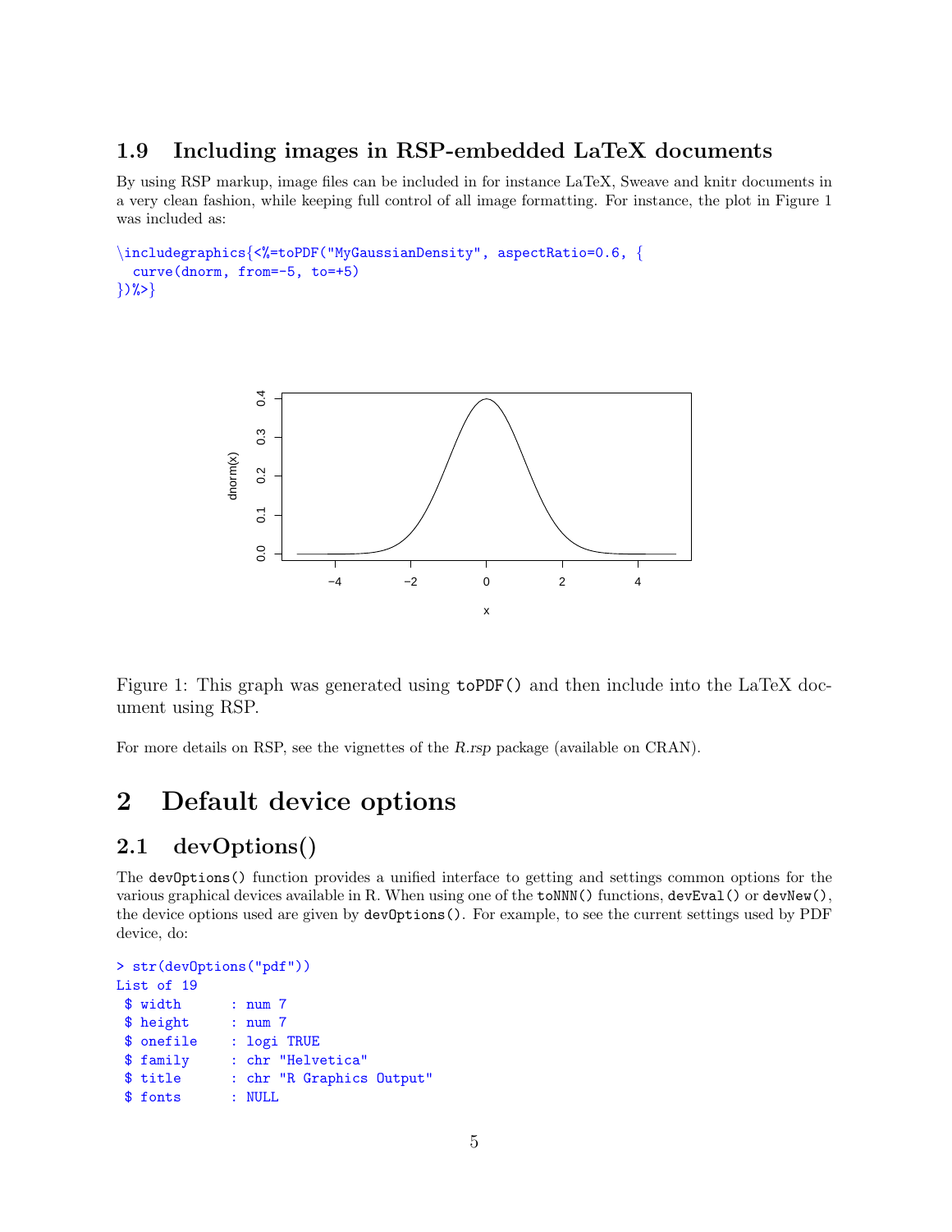### 1.9 Including images in RSP-embedded LaTeX documents

By using RSP markup, image files can be included in for instance LaTeX, Sweave and knitr documents in a very clean fashion, while keeping full control of all image formatting. For instance, the plot in Figure 1 was included as:

```
\includegraphics{<%=toPDF("MyGaussianDensity", aspectRatio=0.6, {
  curve(dnorm, from=-5, to=+5)
})%>}
```

Figure 1: This graph was generated using `toPDF()` and then include into the LaTeX document using RSP.

For more details on RSP, see the vignettes of the *R.rsp* package (available on CRAN).

## 2 Default device options

### 2.1 devOptions()

The `devOptions()` function provides a unified interface to getting and settings common options for the various graphical devices available in R. When using one of the `toNNN()` functions, `devEval()` or `devNew()`, the device options used are given by `devOptions()`. For example, to see the current settings used by PDF device, do:

```
> str(devOptions("pdf"))
List of 19
 $ width      : num 7
 $ height     : num 7
 $ onefile    : logi TRUE
 $ family     : chr "Helvetica"
 $ title      : chr "R Graphics Output"
 $ fonts      : NULL
```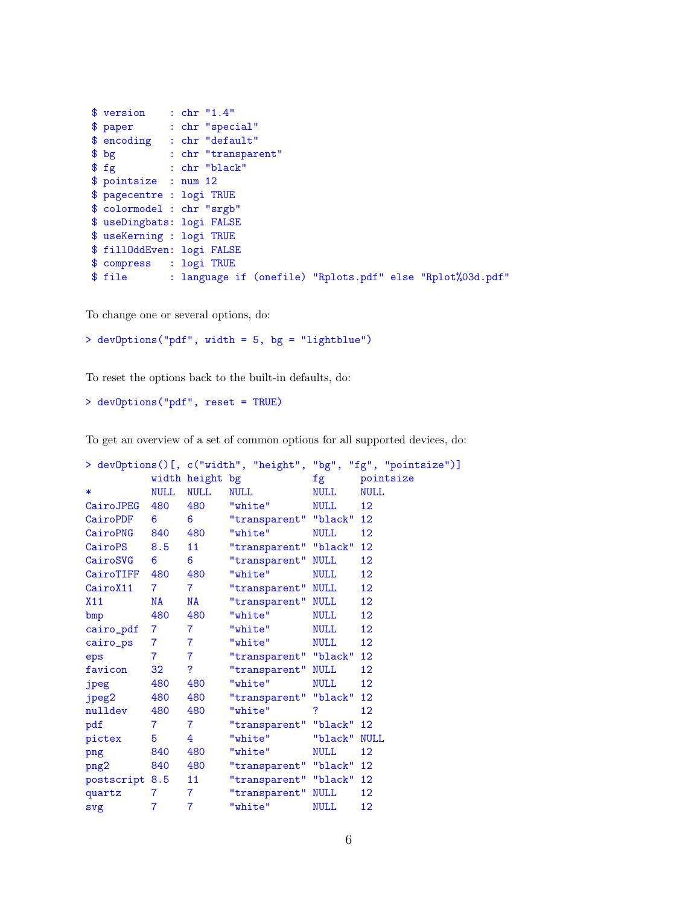```
 $ version    : chr "1.4"
 $ paper      : chr "special"
 $ encoding   : chr "default"
 $ bg         : chr "transparent"
 $ fg         : chr "black"
 $ pointsize  : num 12
 $ pagecentre : logi TRUE
 $ colormodel : chr "srgb"
 $ useDingbats: logi FALSE
 $ useKerning : logi TRUE
 $ fillOddEven: logi FALSE
 $ compress   : logi TRUE
 $ file       : language if (onefile) "Rplots.pdf" else "Rplot%03d.pdf"
```

To change one or several options, do:

```
> devOptions("pdf", width = 5, bg = "lightblue")
```

To reset the options back to the built-in defaults, do:

```
> devOptions("pdf", reset = TRUE)
```

To get an overview of a set of common options for all supported devices, do:

```
> devOptions()[, c("width", "height", "bg", "fg", "pointsize")]
           width height bg            fg      pointsize
*          NULL  NULL   NULL          NULL    NULL
CairoJPEG  480   480    "white"       NULL    12
CairoPDF   6     6      "transparent" "black" 12
CairoPNG   840   480    "white"       NULL    12
CairoPS    8.5   11     "transparent" "black" 12
CairoSVG   6     6      "transparent" NULL    12
CairoTIFF  480   480    "white"       NULL    12
CairoX11   7     7      "transparent" NULL    12
X11        NA    NA     "transparent" NULL    12
bmp        480   480    "white"       NULL    12
cairo_pdf  7     7      "white"       NULL    12
cairo_ps   7     7      "white"       NULL    12
eps        7     7      "transparent" "black" 12
favicon    32    ?      "transparent" NULL    12
jpeg       480   480    "white"       NULL    12
jpeg2      480   480    "transparent" "black" 12
nulldev    480   480    "white"       ?       12
pdf        7     7      "transparent" "black" 12
pictex     5     4      "white"       "black" NULL
png        840   480    "white"       NULL    12
png2       840   480    "transparent" "black" 12
postscript 8.5   11     "transparent" "black" 12
quartz     7     7      "transparent" NULL    12
svg        7     7      "white"       NULL    12
```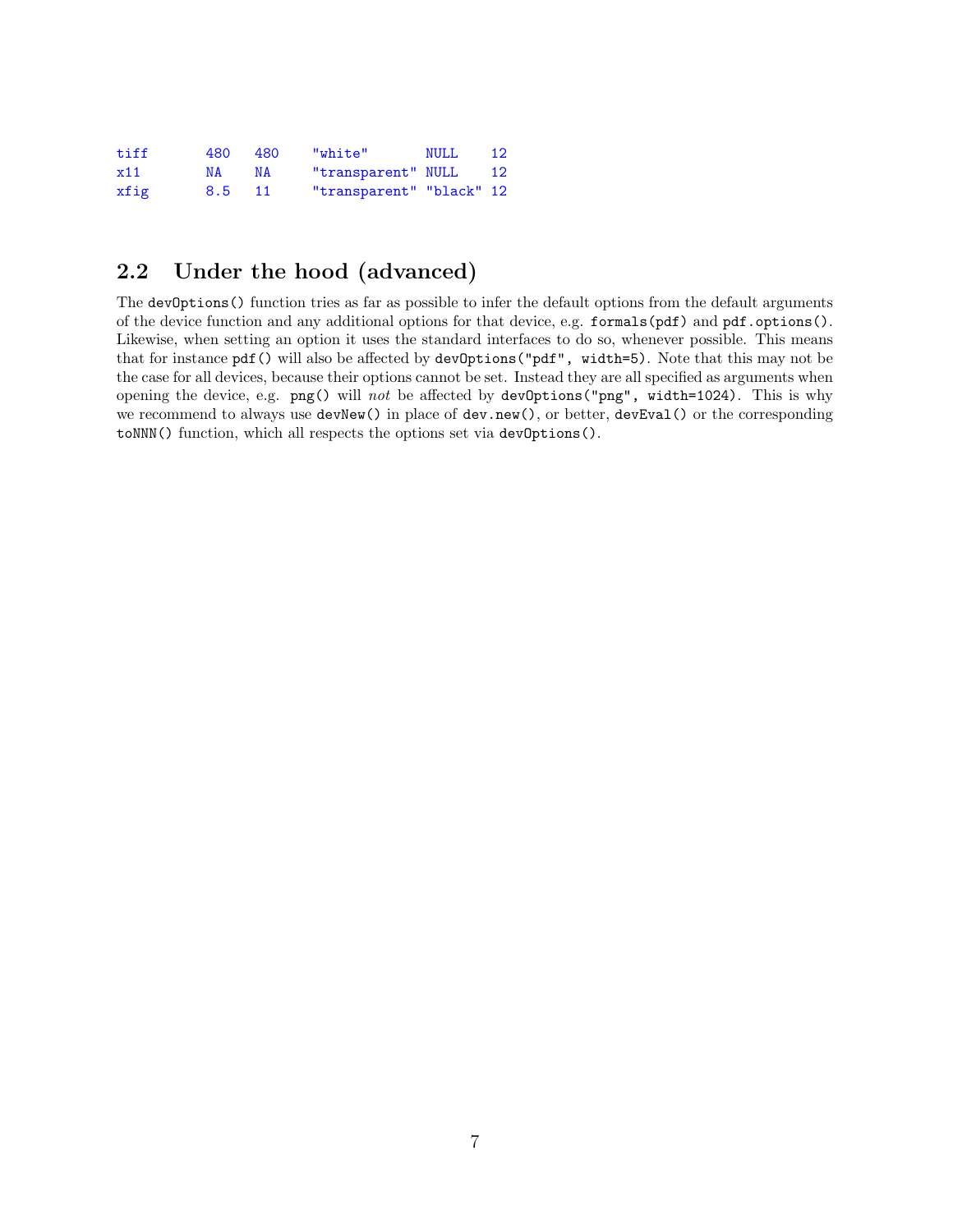```
tiff       480   480    "white"       NULL     12
x11        NA    NA     "transparent" NULL     12
xfig       8.5   11     "transparent" "black"  12
```

## 2.2 Under the hood (advanced)

The `devOptions()` function tries as far as possible to infer the default options from the default arguments of the device function and any additional options for that device, e.g. `formals(pdf)` and `pdf.options()`. Likewise, when setting an option it uses the standard interfaces to do so, whenever possible. This means that for instance `pdf()` will also be affected by `devOptions("pdf", width=5)`. Note that this may not be the case for all devices, because their options cannot be set. Instead they are all specified as arguments when opening the device, e.g. `png()` will *not* be affected by `devOptions("png", width=1024)`. This is why we recommend to always use `devNew()` in place of `dev.new()`, or better, `devEval()` or the corresponding `toNNN()` function, which all respects the options set via `devOptions()`.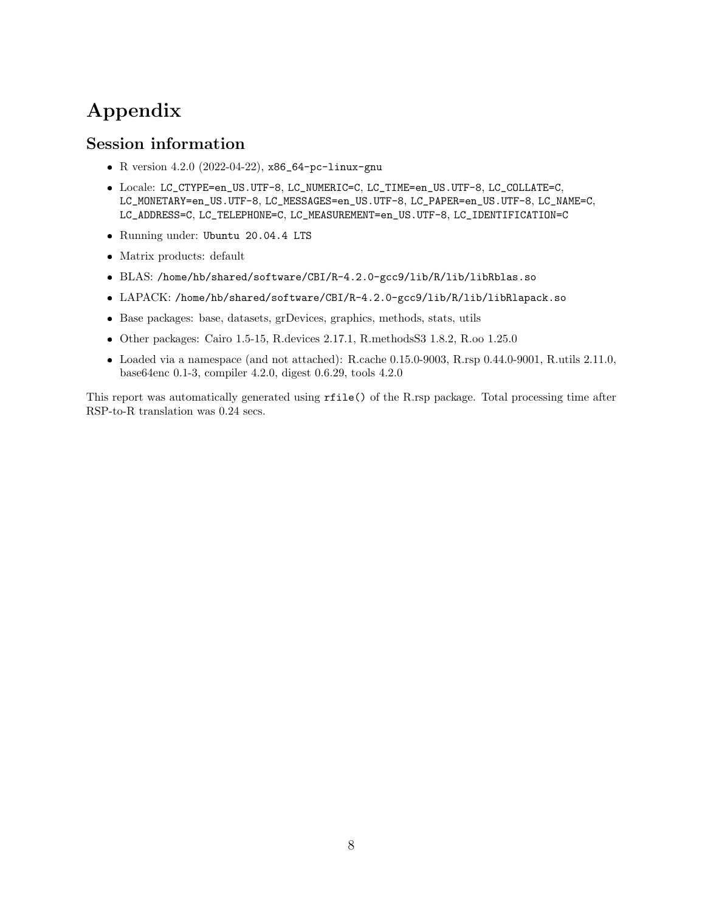# Appendix

## Session information

- R version 4.2.0 (2022-04-22), `x86_64-pc-linux-gnu`
- Locale: `LC_CTYPE=en_US.UTF-8`, `LC_NUMERIC=C`, `LC_TIME=en_US.UTF-8`, `LC_COLLATE=C`, `LC_MONETARY=en_US.UTF-8`, `LC_MESSAGES=en_US.UTF-8`, `LC_PAPER=en_US.UTF-8`, `LC_NAME=C`, `LC_ADDRESS=C`, `LC_TELEPHONE=C`, `LC_MEASUREMENT=en_US.UTF-8`, `LC_IDENTIFICATION=C`
- Running under: `Ubuntu 20.04.4 LTS`
- Matrix products: default
- BLAS: `/home/hb/shared/software/CBI/R-4.2.0-gcc9/lib/R/lib/libRblas.so`
- LAPACK: `/home/hb/shared/software/CBI/R-4.2.0-gcc9/lib/R/lib/libRlapack.so`
- Base packages: base, datasets, grDevices, graphics, methods, stats, utils
- Other packages: Cairo 1.5-15, R.devices 2.17.1, R.methodsS3 1.8.2, R.oo 1.25.0
- Loaded via a namespace (and not attached): R.cache 0.15.0-9003, R.rsp 0.44.0-9001, R.utils 2.11.0, base64enc 0.1-3, compiler 4.2.0, digest 0.6.29, tools 4.2.0

This report was automatically generated using `rfile()` of the R.rsp package. Total processing time after RSP-to-R translation was 0.24 secs.